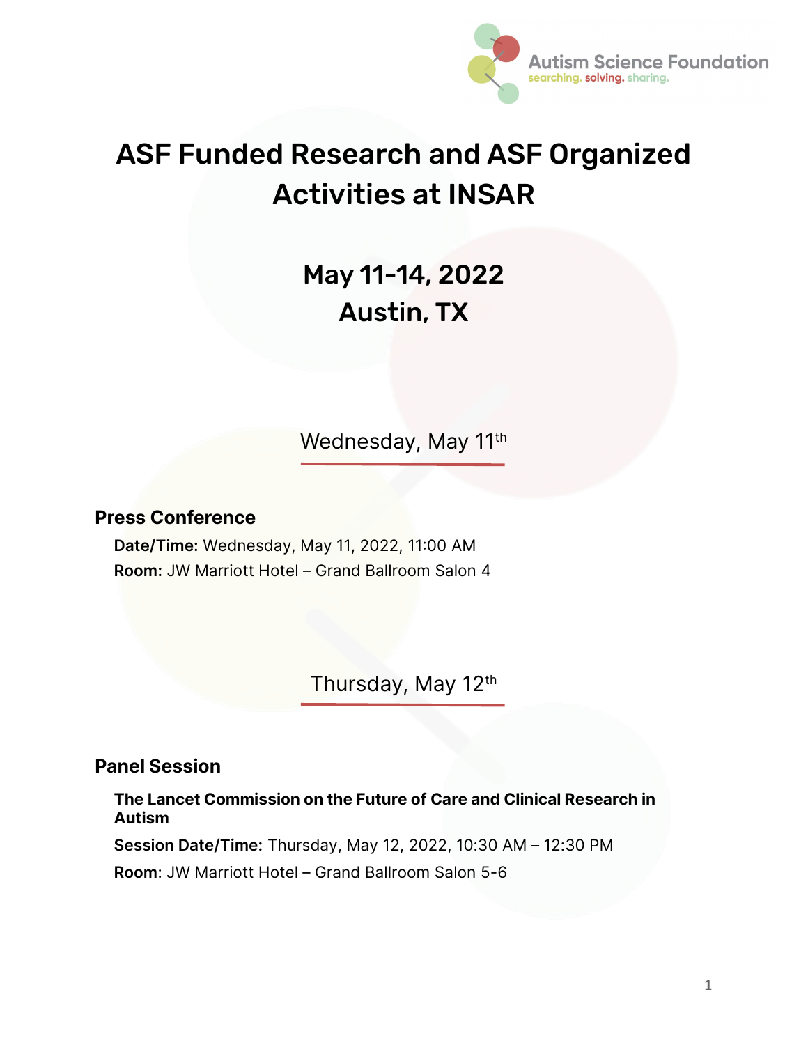# ASF Funded Research and ASF Organized Activities at INSAR

## May 11-14, 2022
## Austin, TX

### Wednesday, May 11th

#### Press Conference

**Date/Time:** Wednesday, May 11, 2022, 11:00 AM
**Room:** JW Marriott Hotel – Grand Ballroom Salon 4

### Thursday, May 12th

#### Panel Session

**The Lancet Commission on the Future of Care and Clinical Research in Autism**

**Session Date/Time:** Thursday, May 12, 2022, 10:30 AM – 12:30 PM

**Room**: JW Marriott Hotel – Grand Ballroom Salon 5-6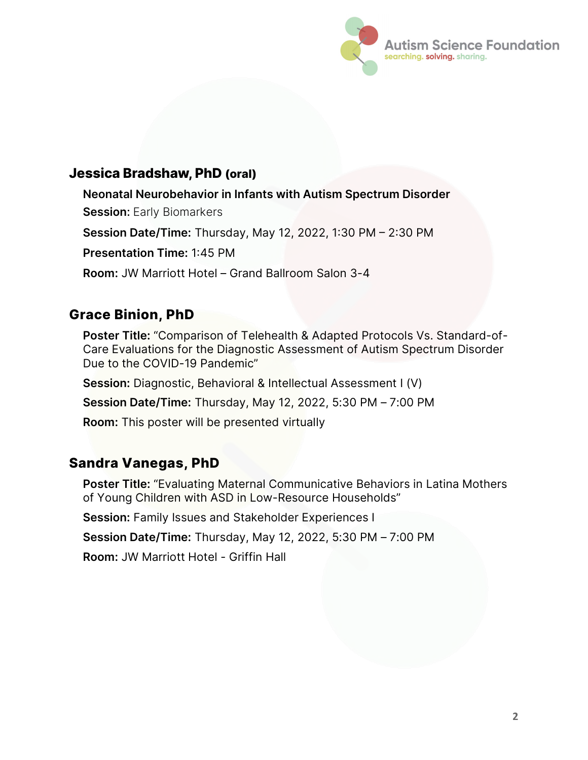## Jessica Bradshaw, PhD (oral)

**Neonatal Neurobehavior in Infants with Autism Spectrum Disorder**

**Session:** Early Biomarkers

**Session Date/Time:** Thursday, May 12, 2022, 1:30 PM – 2:30 PM

**Presentation Time:** 1:45 PM

**Room:** JW Marriott Hotel – Grand Ballroom Salon 3-4

## Grace Binion, PhD

**Poster Title:** "Comparison of Telehealth & Adapted Protocols Vs. Standard-of-Care Evaluations for the Diagnostic Assessment of Autism Spectrum Disorder Due to the COVID-19 Pandemic"

**Session:** Diagnostic, Behavioral & Intellectual Assessment I (V)

**Session Date/Time:** Thursday, May 12, 2022, 5:30 PM – 7:00 PM

**Room:** This poster will be presented virtually

## Sandra Vanegas, PhD

**Poster Title:** "Evaluating Maternal Communicative Behaviors in Latina Mothers of Young Children with ASD in Low-Resource Households"

**Session:** Family Issues and Stakeholder Experiences I

**Session Date/Time:** Thursday, May 12, 2022, 5:30 PM – 7:00 PM

**Room:** JW Marriott Hotel - Griffin Hall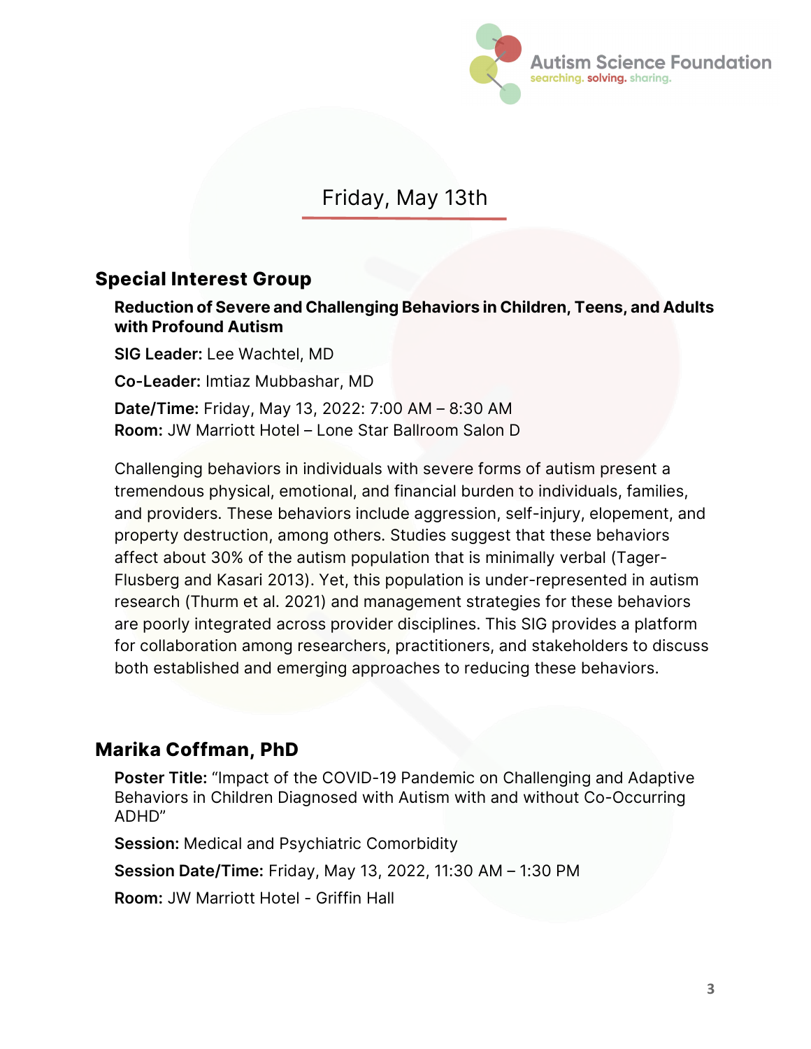## Friday, May 13th

### Special Interest Group

**Reduction of Severe and Challenging Behaviors in Children, Teens, and Adults with Profound Autism**

**SIG Leader:** Lee Wachtel, MD

**Co-Leader:** Imtiaz Mubbashar, MD

**Date/Time:** Friday, May 13, 2022: 7:00 AM – 8:30 AM
**Room:** JW Marriott Hotel – Lone Star Ballroom Salon D

Challenging behaviors in individuals with severe forms of autism present a tremendous physical, emotional, and financial burden to individuals, families, and providers. These behaviors include aggression, self-injury, elopement, and property destruction, among others. Studies suggest that these behaviors affect about 30% of the autism population that is minimally verbal (Tager-Flusberg and Kasari 2013). Yet, this population is under-represented in autism research (Thurm et al. 2021) and management strategies for these behaviors are poorly integrated across provider disciplines. This SIG provides a platform for collaboration among researchers, practitioners, and stakeholders to discuss both established and emerging approaches to reducing these behaviors.

### Marika Coffman, PhD

**Poster Title:** "Impact of the COVID-19 Pandemic on Challenging and Adaptive Behaviors in Children Diagnosed with Autism with and without Co-Occurring ADHD"

**Session:** Medical and Psychiatric Comorbidity

**Session Date/Time:** Friday, May 13, 2022, 11:30 AM – 1:30 PM

**Room:** JW Marriott Hotel - Griffin Hall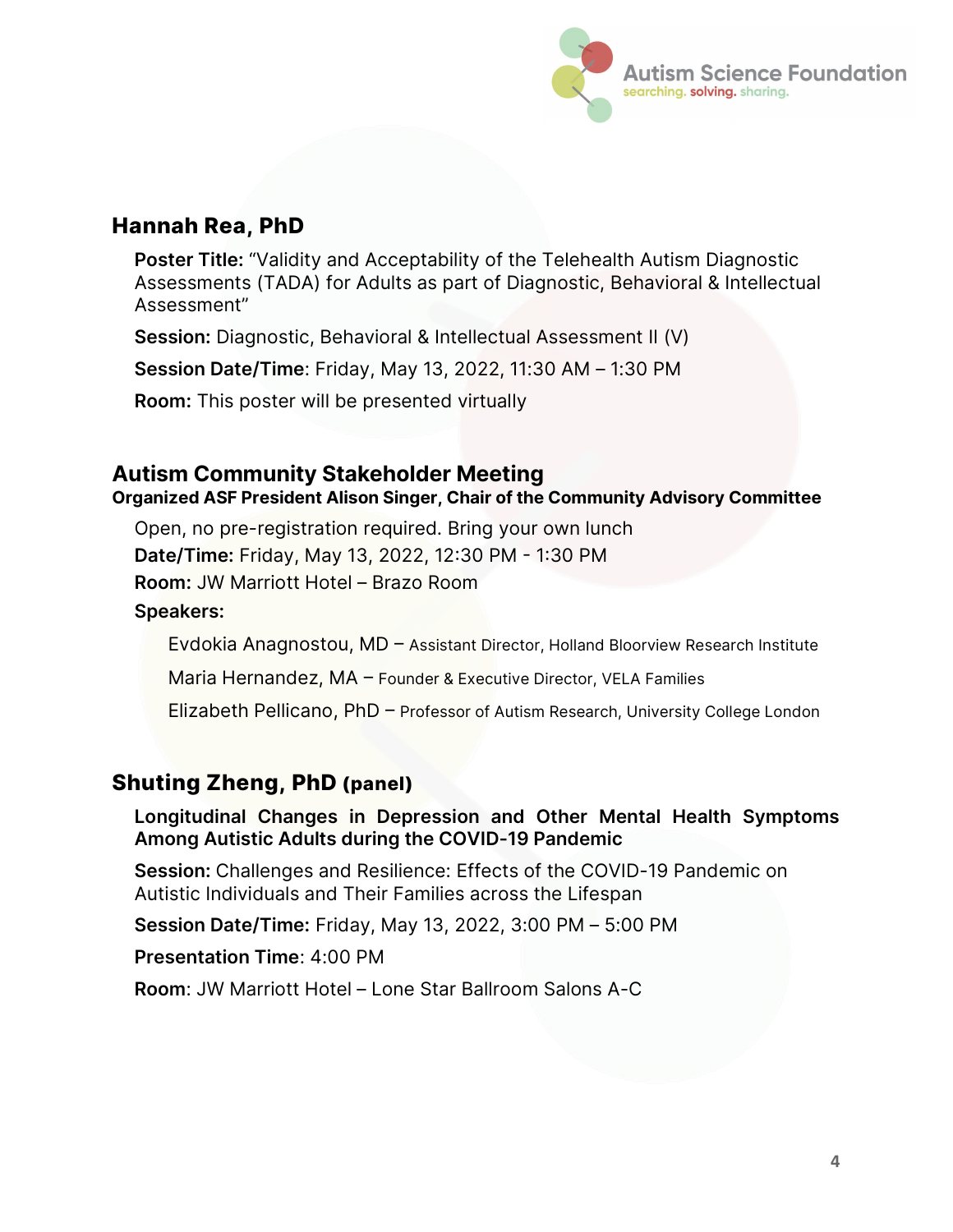## Hannah Rea, PhD

**Poster Title:** "Validity and Acceptability of the Telehealth Autism Diagnostic Assessments (TADA) for Adults as part of Diagnostic, Behavioral & Intellectual Assessment"

**Session:** Diagnostic, Behavioral & Intellectual Assessment II (V)

**Session Date/Time**: Friday, May 13, 2022, 11:30 AM – 1:30 PM

**Room:** This poster will be presented virtually

## Autism Community Stakeholder Meeting

**Organized ASF President Alison Singer, Chair of the Community Advisory Committee**

Open, no pre-registration required. Bring your own lunch

**Date/Time:** Friday, May 13, 2022, 12:30 PM - 1:30 PM

**Room:** JW Marriott Hotel – Brazo Room

**Speakers:**

- Evdokia Anagnostou, MD – Assistant Director, Holland Bloorview Research Institute
- Maria Hernandez, MA – Founder & Executive Director, VELA Families
- Elizabeth Pellicano, PhD – Professor of Autism Research, University College London

## Shuting Zheng, PhD (panel)

**Longitudinal Changes in Depression and Other Mental Health Symptoms Among Autistic Adults during the COVID-19 Pandemic**

**Session:** Challenges and Resilience: Effects of the COVID-19 Pandemic on Autistic Individuals and Their Families across the Lifespan

**Session Date/Time:** Friday, May 13, 2022, 3:00 PM – 5:00 PM

**Presentation Time**: 4:00 PM

**Room**: JW Marriott Hotel – Lone Star Ballroom Salons A-C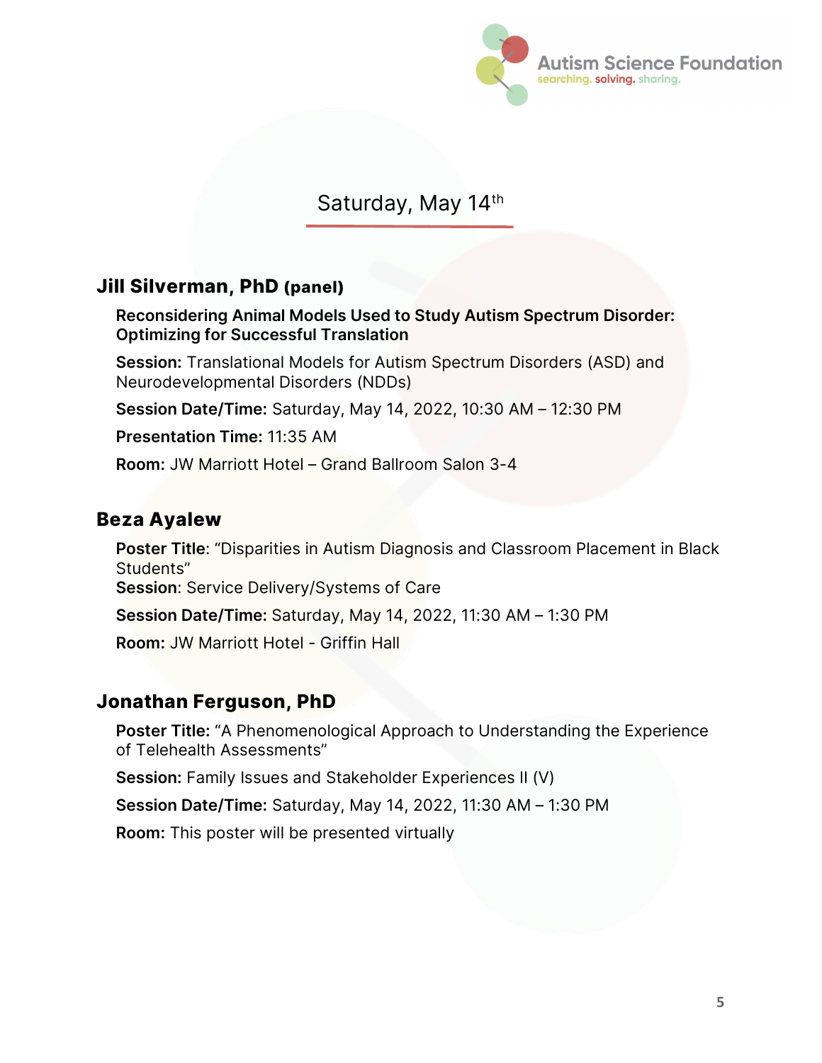## Saturday, May 14th

### Jill Silverman, PhD (panel)

**Reconsidering Animal Models Used to Study Autism Spectrum Disorder: Optimizing for Successful Translation**

**Session:** Translational Models for Autism Spectrum Disorders (ASD) and Neurodevelopmental Disorders (NDDs)

**Session Date/Time:** Saturday, May 14, 2022, 10:30 AM – 12:30 PM

**Presentation Time:** 11:35 AM

**Room:** JW Marriott Hotel – Grand Ballroom Salon 3-4

### Beza Ayalew

**Poster Title**: "Disparities in Autism Diagnosis and Classroom Placement in Black Students"
**Session**: Service Delivery/Systems of Care

**Session Date/Time:** Saturday, May 14, 2022, 11:30 AM – 1:30 PM

**Room:** JW Marriott Hotel - Griffin Hall

### Jonathan Ferguson, PhD

**Poster Title:** "A Phenomenological Approach to Understanding the Experience of Telehealth Assessments"

**Session:** Family Issues and Stakeholder Experiences II (V)

**Session Date/Time:** Saturday, May 14, 2022, 11:30 AM – 1:30 PM

**Room:** This poster will be presented virtually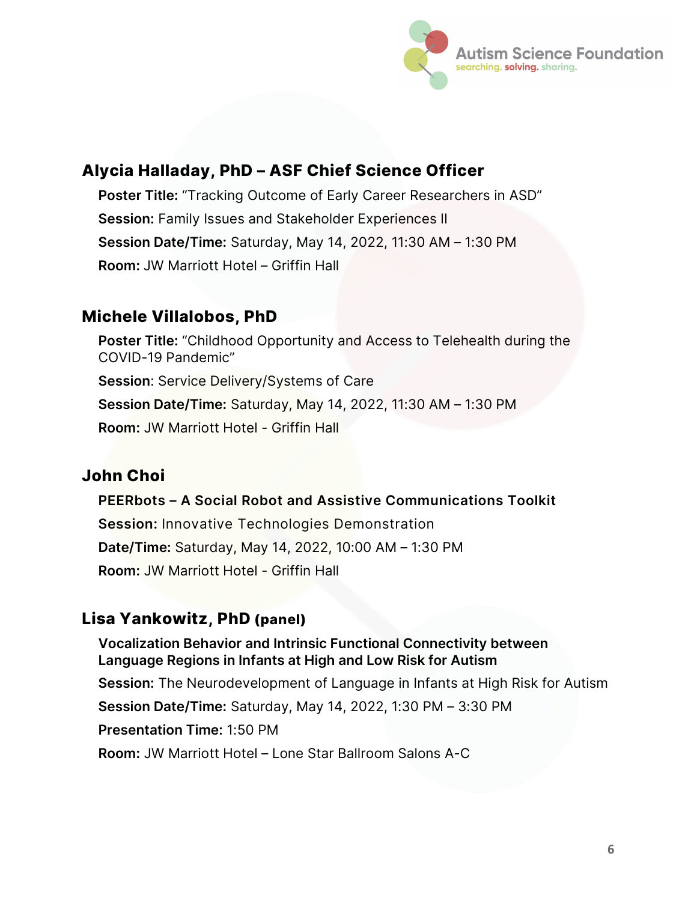## Alycia Halladay, PhD – ASF Chief Science Officer

**Poster Title:** "Tracking Outcome of Early Career Researchers in ASD"

**Session:** Family Issues and Stakeholder Experiences II

**Session Date/Time:** Saturday, May 14, 2022, 11:30 AM – 1:30 PM

**Room:** JW Marriott Hotel – Griffin Hall

## Michele Villalobos, PhD

**Poster Title:** "Childhood Opportunity and Access to Telehealth during the COVID-19 Pandemic"

**Session**: Service Delivery/Systems of Care

**Session Date/Time:** Saturday, May 14, 2022, 11:30 AM – 1:30 PM

**Room:** JW Marriott Hotel - Griffin Hall

## John Choi

**PEERbots – A Social Robot and Assistive Communications Toolkit**

**Session:** Innovative Technologies Demonstration

**Date/Time:** Saturday, May 14, 2022, 10:00 AM – 1:30 PM

**Room:** JW Marriott Hotel - Griffin Hall

## Lisa Yankowitz, PhD (panel)

**Vocalization Behavior and Intrinsic Functional Connectivity between Language Regions in Infants at High and Low Risk for Autism**

**Session:** The Neurodevelopment of Language in Infants at High Risk for Autism

**Session Date/Time:** Saturday, May 14, 2022, 1:30 PM – 3:30 PM

**Presentation Time:** 1:50 PM

**Room:** JW Marriott Hotel – Lone Star Ballroom Salons A-C